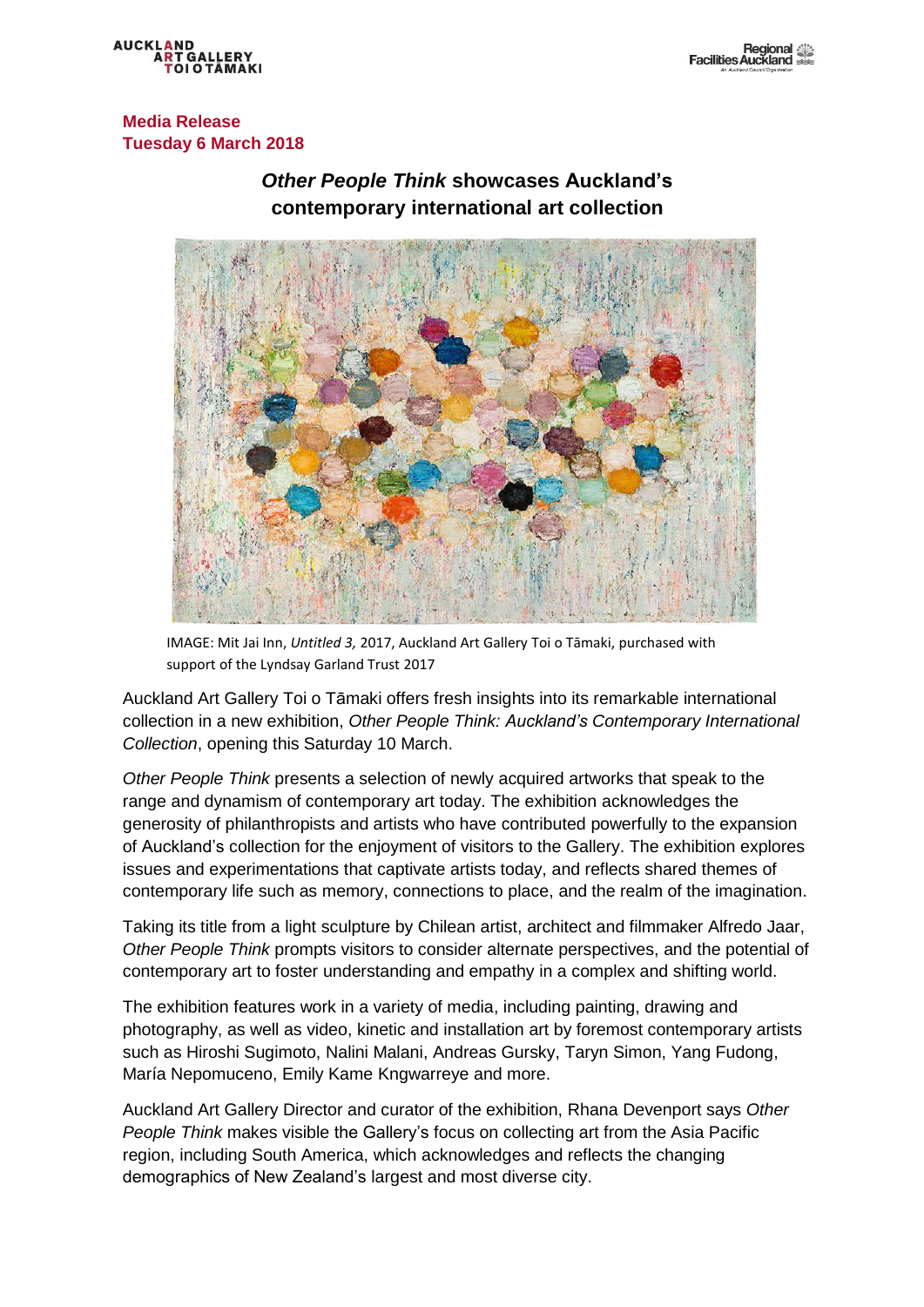**Media Release**
**Tuesday 6 March 2018**

## *Other People Think* showcases Auckland's contemporary international art collection

IMAGE: Mit Jai Inn, *Untitled 3,* 2017, Auckland Art Gallery Toi o Tāmaki, purchased with support of the Lyndsay Garland Trust 2017

Auckland Art Gallery Toi o Tāmaki offers fresh insights into its remarkable international collection in a new exhibition, *Other People Think: Auckland's Contemporary International Collection*, opening this Saturday 10 March.

*Other People Think* presents a selection of newly acquired artworks that speak to the range and dynamism of contemporary art today. The exhibition acknowledges the generosity of philanthropists and artists who have contributed powerfully to the expansion of Auckland's collection for the enjoyment of visitors to the Gallery. The exhibition explores issues and experimentations that captivate artists today, and reflects shared themes of contemporary life such as memory, connections to place, and the realm of the imagination.

Taking its title from a light sculpture by Chilean artist, architect and filmmaker Alfredo Jaar, *Other People Think* prompts visitors to consider alternate perspectives, and the potential of contemporary art to foster understanding and empathy in a complex and shifting world.

The exhibition features work in a variety of media, including painting, drawing and photography, as well as video, kinetic and installation art by foremost contemporary artists such as Hiroshi Sugimoto, Nalini Malani, Andreas Gursky, Taryn Simon, Yang Fudong, María Nepomuceno, Emily Kame Kngwarreye and more.

Auckland Art Gallery Director and curator of the exhibition, Rhana Devenport says *Other People Think* makes visible the Gallery's focus on collecting art from the Asia Pacific region, including South America, which acknowledges and reflects the changing demographics of New Zealand's largest and most diverse city.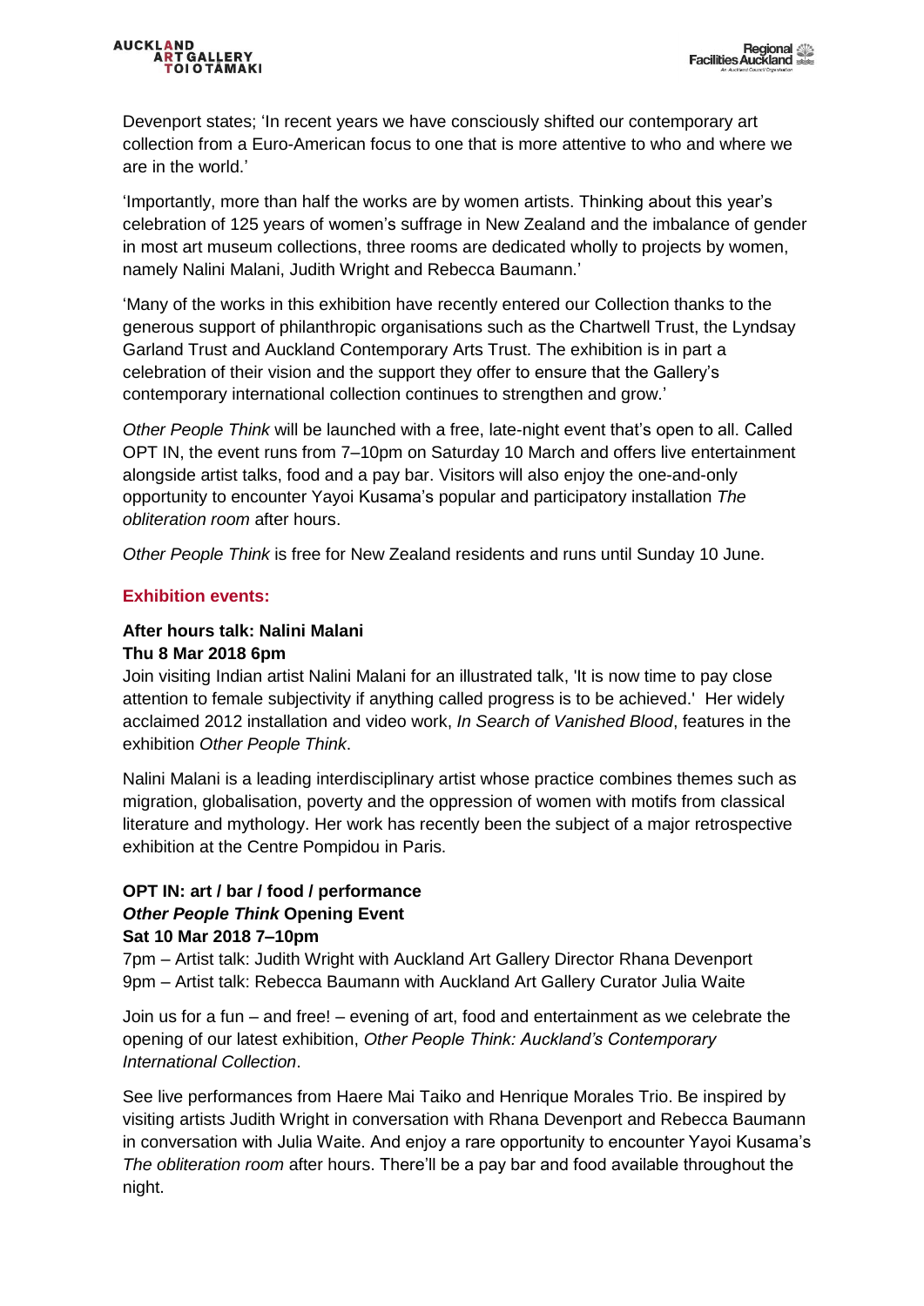Devenport states; 'In recent years we have consciously shifted our contemporary art collection from a Euro-American focus to one that is more attentive to who and where we are in the world.'

'Importantly, more than half the works are by women artists. Thinking about this year's celebration of 125 years of women's suffrage in New Zealand and the imbalance of gender in most art museum collections, three rooms are dedicated wholly to projects by women, namely Nalini Malani, Judith Wright and Rebecca Baumann.'

'Many of the works in this exhibition have recently entered our Collection thanks to the generous support of philanthropic organisations such as the Chartwell Trust, the Lyndsay Garland Trust and Auckland Contemporary Arts Trust. The exhibition is in part a celebration of their vision and the support they offer to ensure that the Gallery's contemporary international collection continues to strengthen and grow.'

*Other People Think* will be launched with a free, late-night event that's open to all. Called OPT IN, the event runs from 7–10pm on Saturday 10 March and offers live entertainment alongside artist talks, food and a pay bar. Visitors will also enjoy the one-and-only opportunity to encounter Yayoi Kusama's popular and participatory installation *The obliteration room* after hours.

*Other People Think* is free for New Zealand residents and runs until Sunday 10 June.

## Exhibition events:

**After hours talk: Nalini Malani**
**Thu 8 Mar 2018 6pm**

Join visiting Indian artist Nalini Malani for an illustrated talk, 'It is now time to pay close attention to female subjectivity if anything called progress is to be achieved.' Her widely acclaimed 2012 installation and video work, *In Search of Vanished Blood*, features in the exhibition *Other People Think*.

Nalini Malani is a leading interdisciplinary artist whose practice combines themes such as migration, globalisation, poverty and the oppression of women with motifs from classical literature and mythology. Her work has recently been the subject of a major retrospective exhibition at the Centre Pompidou in Paris.

**OPT IN: art / bar / food / performance**
***Other People Think* Opening Event**
**Sat 10 Mar 2018 7–10pm**

7pm – Artist talk: Judith Wright with Auckland Art Gallery Director Rhana Devenport
9pm – Artist talk: Rebecca Baumann with Auckland Art Gallery Curator Julia Waite

Join us for a fun – and free! – evening of art, food and entertainment as we celebrate the opening of our latest exhibition, *Other People Think: Auckland's Contemporary International Collection*.

See live performances from Haere Mai Taiko and Henrique Morales Trio. Be inspired by visiting artists Judith Wright in conversation with Rhana Devenport and Rebecca Baumann in conversation with Julia Waite. And enjoy a rare opportunity to encounter Yayoi Kusama's *The obliteration room* after hours. There'll be a pay bar and food available throughout the night.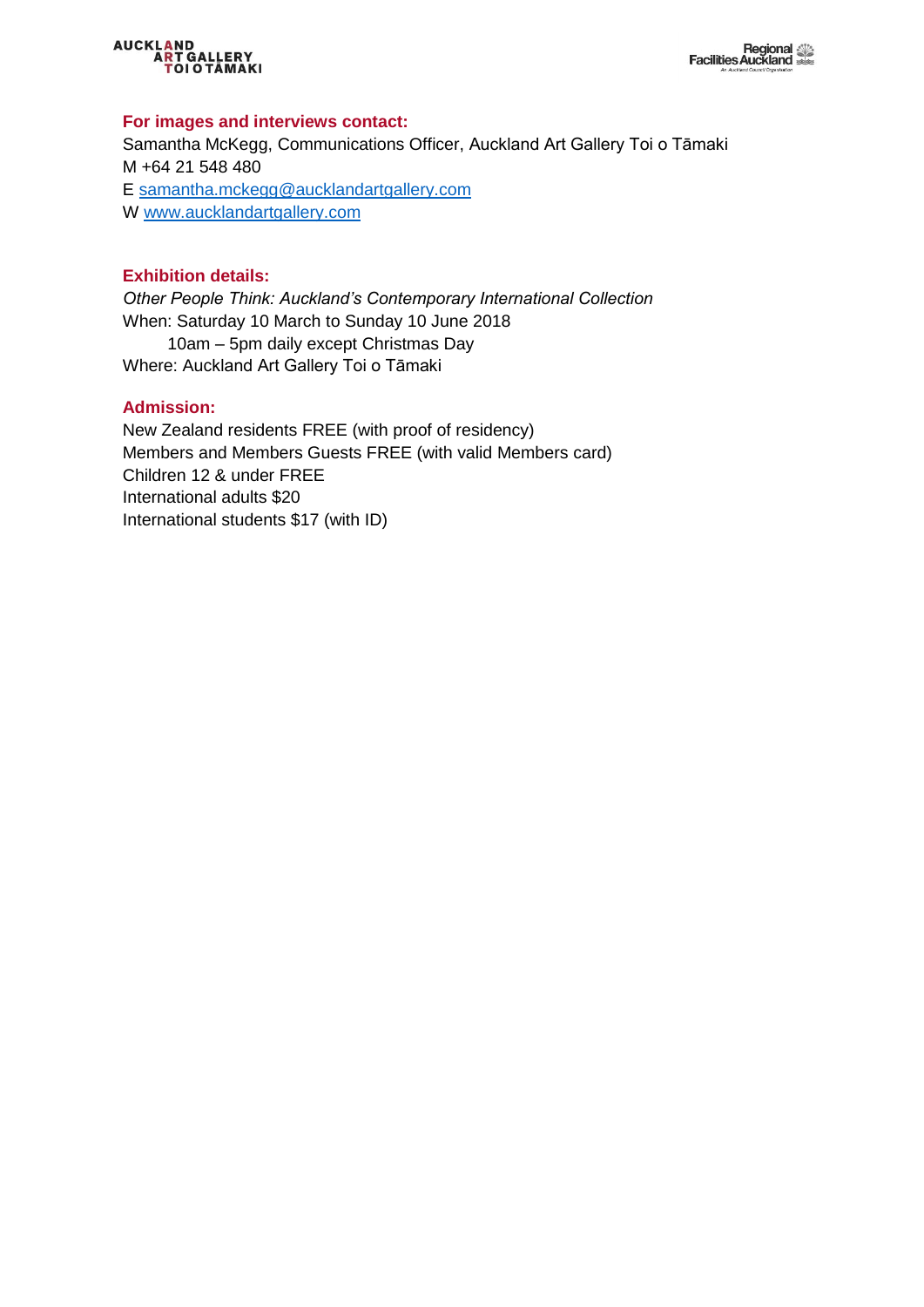**For images and interviews contact:**

Samantha McKegg, Communications Officer, Auckland Art Gallery Toi o Tāmaki
M +64 21 548 480
E [samantha.mckegg@aucklandartgallery.com](mailto:samantha.mckegg@aucklandartgallery.com)
W [www.aucklandartgallery.com](http://www.aucklandartgallery.com)

**Exhibition details:**

*Other People Think: Auckland's Contemporary International Collection*
When: Saturday 10 March to Sunday 10 June 2018
10am – 5pm daily except Christmas Day
Where: Auckland Art Gallery Toi o Tāmaki

**Admission:**

New Zealand residents FREE (with proof of residency)
Members and Members Guests FREE (with valid Members card)
Children 12 & under FREE
International adults $20
International students $17 (with ID)